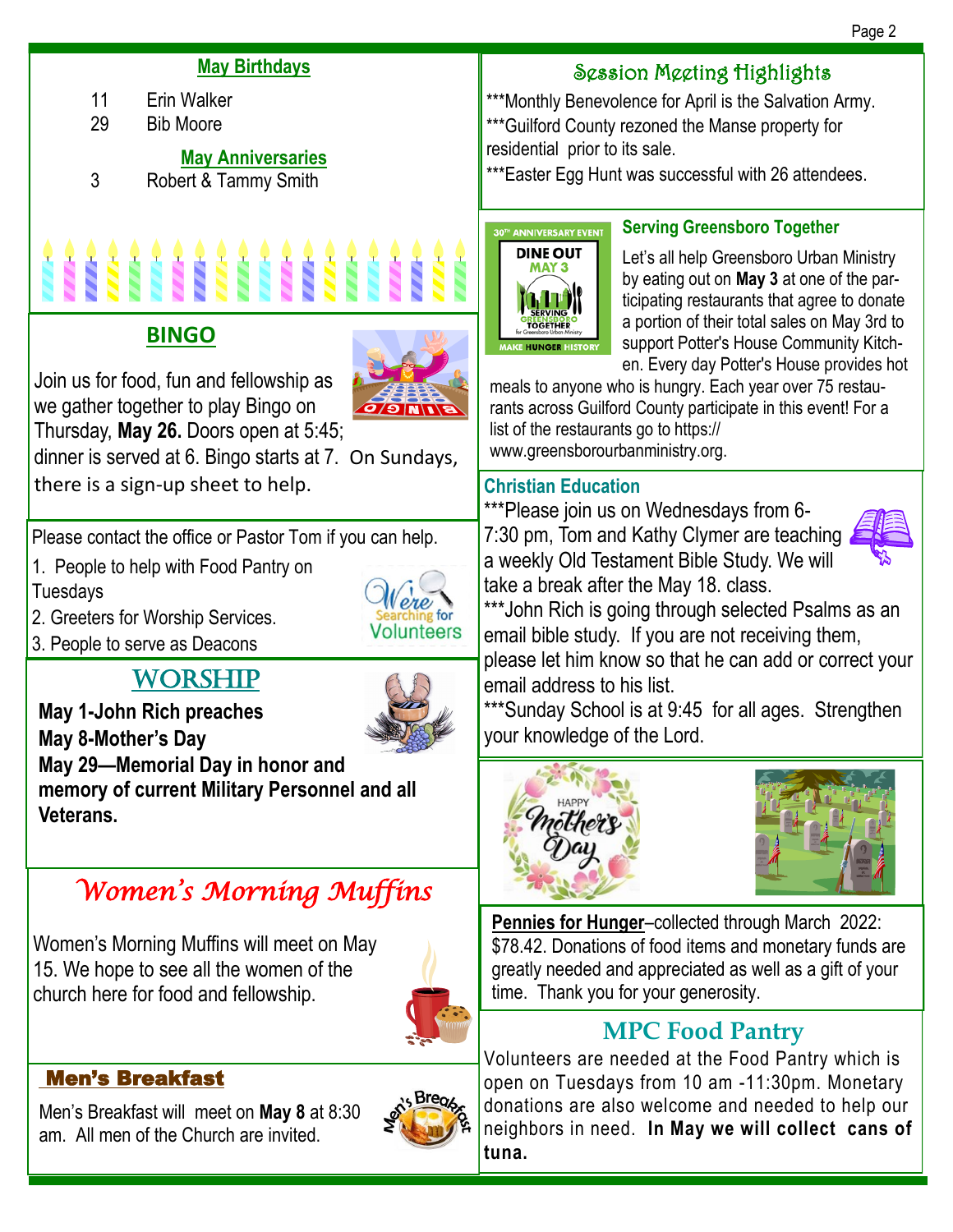## May Birthdays

11 Erin Walker
29 Bib Moore

## May Anniversaries

3 Robert & Tammy Smith

## BINGO

Join us for food, fun and fellowship as we gather together to play Bingo on Thursday, **May 26.** Doors open at 5:45; dinner is served at 6. Bingo starts at 7. On Sundays, there is a sign-up sheet to help.

Please contact the office or Pastor Tom if you can help.

1. People to help with Food Pantry on Tuesdays
2. Greeters for Worship Services.
3. People to serve as Deacons

## WORSHIP

**May 1-John Rich preaches**
**May 8-Mother's Day**
**May 29—Memorial Day in honor and memory of current Military Personnel and all Veterans.**

## *Women's Morning Muffins*

Women's Morning Muffins will meet on May 15. We hope to see all the women of the church here for food and fellowship.

## Men's Breakfast

Men's Breakfast will meet on **May 8** at 8:30 am. All men of the Church are invited.

## Session Meeting Highlights

***Monthly Benevolence for April is the Salvation Army.
***Guilford County rezoned the Manse property for residential prior to its sale.
***Easter Egg Hunt was successful with 26 attendees.

## Serving Greensboro Together

Let's all help Greensboro Urban Ministry by eating out on **May 3** at one of the participating restaurants that agree to donate a portion of their total sales on May 3rd to support Potter's House Community Kitchen. Every day Potter's House provides hot meals to anyone who is hungry. Each year over 75 restaurants across Guilford County participate in this event! For a list of the restaurants go to https://www.greensborourbanministry.org.

## Christian Education

***Please join us on Wednesdays from 6-7:30 pm, Tom and Kathy Clymer are teaching a weekly Old Testament Bible Study. We will take a break after the May 18. class.
***John Rich is going through selected Psalms as an email bible study. If you are not receiving them, please let him know so that he can add or correct your email address to his list.
***Sunday School is at 9:45 for all ages. Strengthen your knowledge of the Lord.

**Pennies for Hunger**–collected through March 2022: $78.42. Donations of food items and monetary funds are greatly needed and appreciated as well as a gift of your time. Thank you for your generosity.

## MPC Food Pantry

Volunteers are needed at the Food Pantry which is open on Tuesdays from 10 am -11:30pm. Monetary donations are also welcome and needed to help our neighbors in need. **In May we will collect cans of tuna.**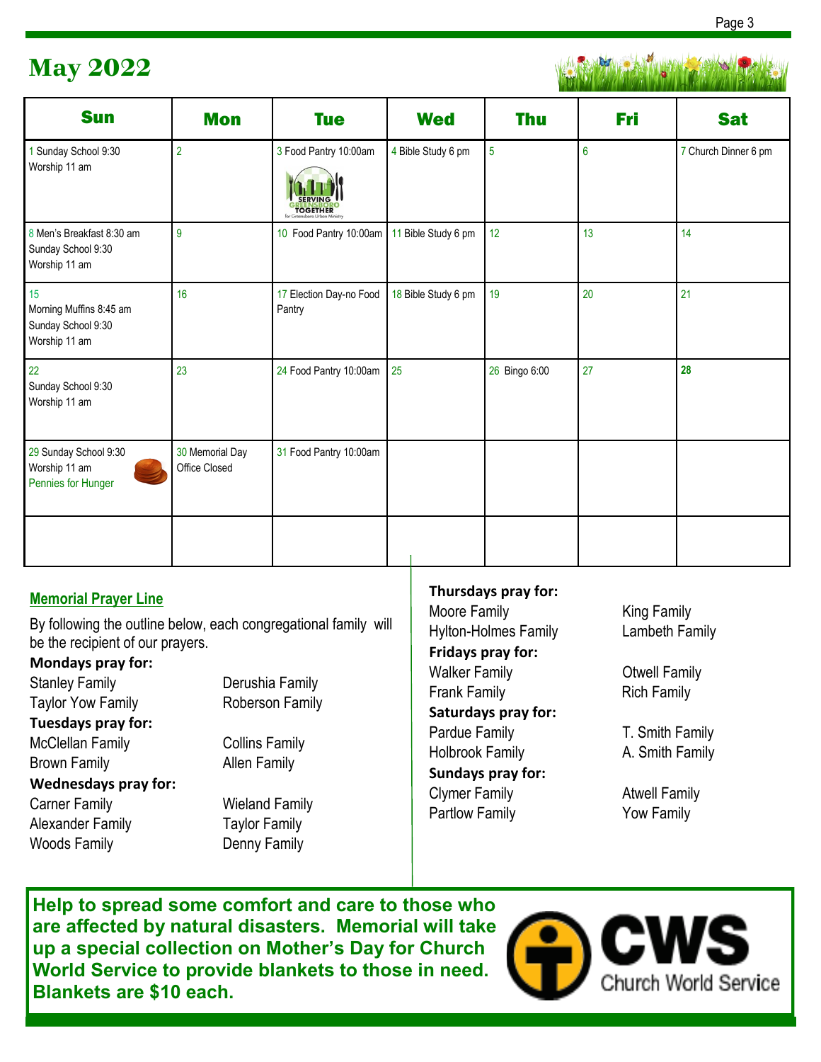# May 2022

| Sun | Mon | Tue | Wed | Thu | Fri | Sat |
|---|---|---|---|---|---|---|
| 1 Sunday School 9:30 Worship 11 am | 2 | 3 Food Pantry 10:00am SERVING GREENSBORO TOGETHER for Greensboro Urban Ministry | 4 Bible Study 6 pm | 5 | 6 | 7 Church Dinner 6 pm |
| 8 Men's Breakfast 8:30 am Sunday School 9:30 Worship 11 am | 9 | 10 Food Pantry 10:00am | 11 Bible Study 6 pm | 12 | 13 | 14 |
| 15 Morning Muffins 8:45 am Sunday School 9:30 Worship 11 am | 16 | 17 Election Day-no Food Pantry | 18 Bible Study 6 pm | 19 | 20 | 21 |
| 22 Sunday School 9:30 Worship 11 am | 23 | 24 Food Pantry 10:00am | 25 | 26 Bingo 6:00 | 27 | 28 |
| 29 Sunday School 9:30 Worship 11 am Pennies for Hunger | 30 Memorial Day Office Closed | 31 Food Pantry 10:00am | | | | |
| | | | | | | |

## Memorial Prayer Line

By following the outline below, each congregational family will be the recipient of our prayers.

**Mondays pray for:**
Stanley Family, Derushia Family
Taylor Yow Family, Roberson Family

**Tuesdays pray for:**
McClellan Family, Collins Family
Brown Family, Allen Family

**Wednesdays pray for:**
Carner Family, Wieland Family
Alexander Family, Taylor Family
Woods Family, Denny Family

**Thursdays pray for:**
Moore Family, King Family
Hylton-Holmes Family, Lambeth Family

**Fridays pray for:**
Walker Family, Otwell Family
Frank Family, Rich Family

**Saturdays pray for:**
Pardue Family, T. Smith Family
Holbrook Family, A. Smith Family

**Sundays pray for:**
Clymer Family, Atwell Family
Partlow Family, Yow Family

**Help to spread some comfort and care to those who are affected by natural disasters. Memorial will take up a special collection on Mother's Day for Church World Service to provide blankets to those in need. Blankets are $10 each.**

CWS Church World Service